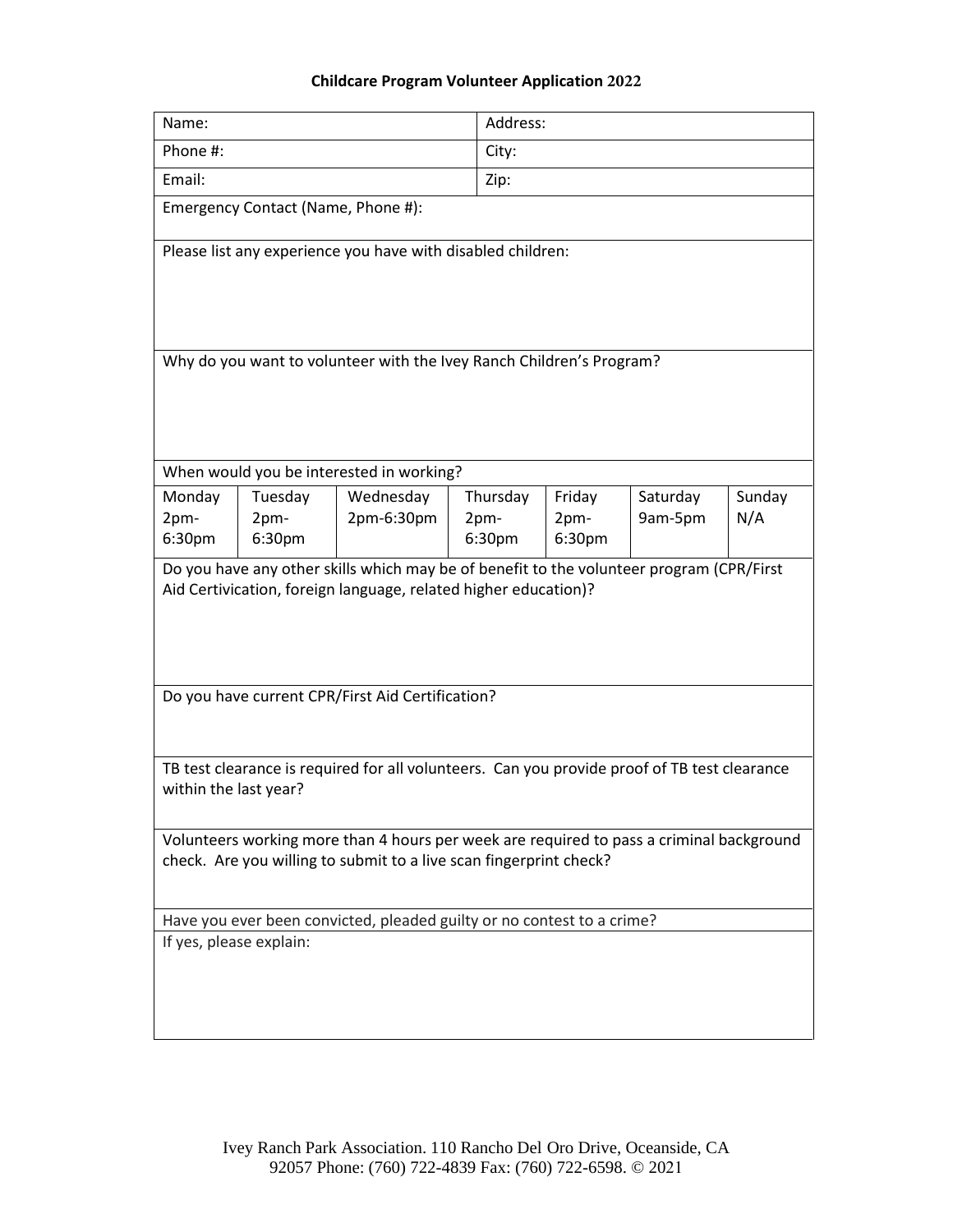## Childcare Program Volunteer Application 2022

| Name: | Address: |
|---|---|
| Phone #: | City: |
| Email: | Zip: |

Emergency Contact (Name, Phone #):

Please list any experience you have with disabled children:

Why do you want to volunteer with the Ivey Ranch Children's Program?

When would you be interested in working?

| Monday | Tuesday | Wednesday | Thursday | Friday | Saturday | Sunday |
|---|---|---|---|---|---|---|
| 2pm-6:30pm | 2pm-6:30pm | 2pm-6:30pm | 2pm-6:30pm | 2pm-6:30pm | 9am-5pm | N/A |

Do you have any other skills which may be of benefit to the volunteer program (CPR/First Aid Certivication, foreign language, related higher education)?

Do you have current CPR/First Aid Certification?

TB test clearance is required for all volunteers. Can you provide proof of TB test clearance within the last year?

Volunteers working more than 4 hours per week are required to pass a criminal background check. Are you willing to submit to a live scan fingerprint check?

Have you ever been convicted, pleaded guilty or no contest to a crime?

If yes, please explain:

Ivey Ranch Park Association. 110 Rancho Del Oro Drive, Oceanside, CA 92057 Phone: (760) 722-4839 Fax: (760) 722-6598. © 2021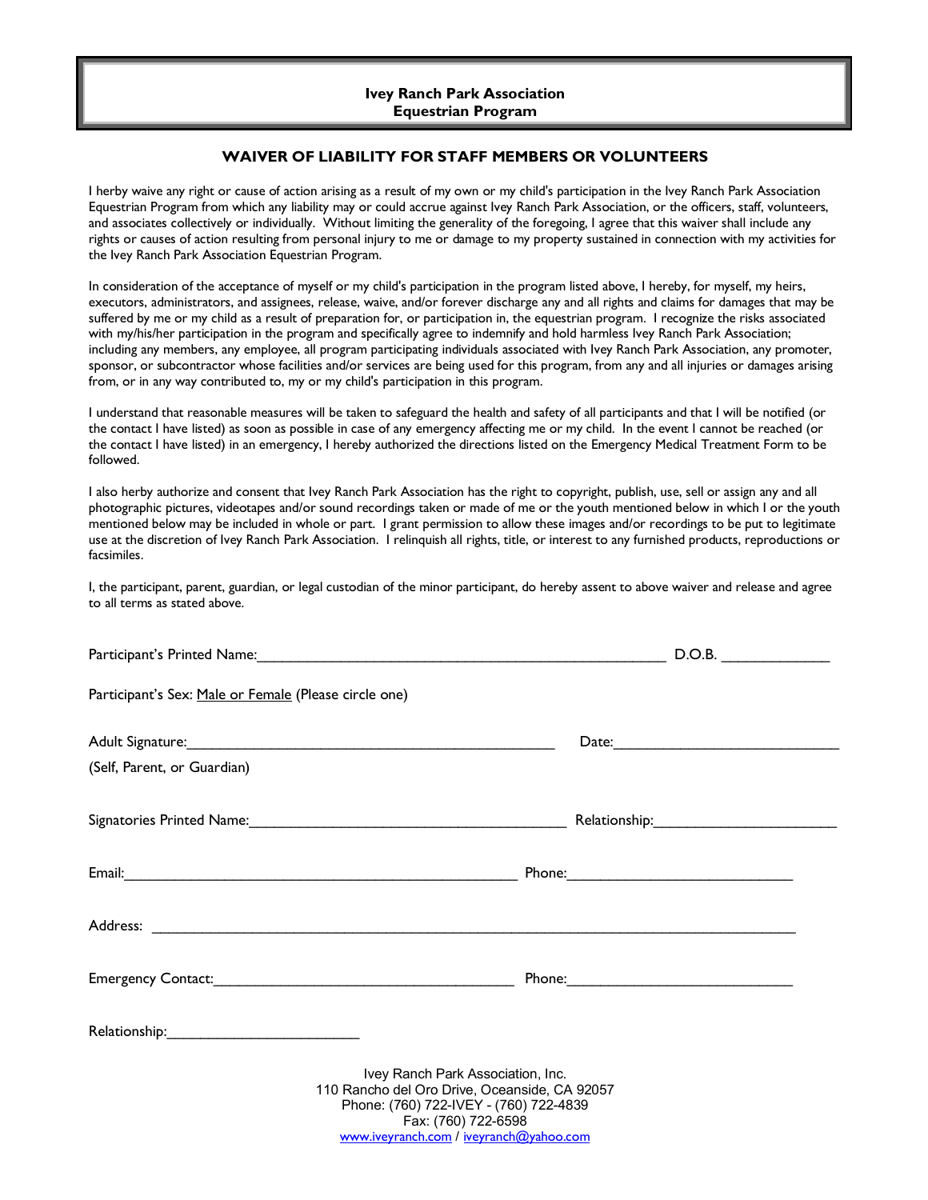**Ivey Ranch Park Association**
**Equestrian Program**

## WAIVER OF LIABILITY FOR STAFF MEMBERS OR VOLUNTEERS

I herby waive any right or cause of action arising as a result of my own or my child's participation in the Ivey Ranch Park Association Equestrian Program from which any liability may or could accrue against Ivey Ranch Park Association, or the officers, staff, volunteers, and associates collectively or individually. Without limiting the generality of the foregoing, I agree that this waiver shall include any rights or causes of action resulting from personal injury to me or damage to my property sustained in connection with my activities for the Ivey Ranch Park Association Equestrian Program.

In consideration of the acceptance of myself or my child's participation in the program listed above, I hereby, for myself, my heirs, executors, administrators, and assignees, release, waive, and/or forever discharge any and all rights and claims for damages that may be suffered by me or my child as a result of preparation for, or participation in, the equestrian program. I recognize the risks associated with my/his/her participation in the program and specifically agree to indemnify and hold harmless Ivey Ranch Park Association; including any members, any employee, all program participating individuals associated with Ivey Ranch Park Association, any promoter, sponsor, or subcontractor whose facilities and/or services are being used for this program, from any and all injuries or damages arising from, or in any way contributed to, my or my child's participation in this program.

I understand that reasonable measures will be taken to safeguard the health and safety of all participants and that I will be notified (or the contact I have listed) as soon as possible in case of any emergency affecting me or my child. In the event I cannot be reached (or the contact I have listed) in an emergency, I hereby authorized the directions listed on the Emergency Medical Treatment Form to be followed.

I also herby authorize and consent that Ivey Ranch Park Association has the right to copyright, publish, use, sell or assign any and all photographic pictures, videotapes and/or sound recordings taken or made of me or the youth mentioned below in which I or the youth mentioned below may be included in whole or part. I grant permission to allow these images and/or recordings to be put to legitimate use at the discretion of Ivey Ranch Park Association. I relinquish all rights, title, or interest to any furnished products, reproductions or facsimiles.

I, the participant, parent, guardian, or legal custodian of the minor participant, do hereby assent to above waiver and release and agree to all terms as stated above.

Participant's Printed Name:______________________________________________________ D.O.B. ______________

Participant's Sex: Male or Female (Please circle one)

Adult Signature:__________________________________________________ Date:_____________________________
(Self, Parent, or Guardian)

Signatories Printed Name:_________________________________________ Relationship:________________________

Email:____________________________________________________ Phone:_____________________________

Address: ____________________________________________________________________________________

Emergency Contact:_______________________________________ Phone:_____________________________

Relationship:_________________________

Ivey Ranch Park Association, Inc.
110 Rancho del Oro Drive, Oceanside, CA 92057
Phone: (760) 722-IVEY - (760) 722-4839
Fax: (760) 722-6598
www.iveyranch.com / iveyranch@yahoo.com